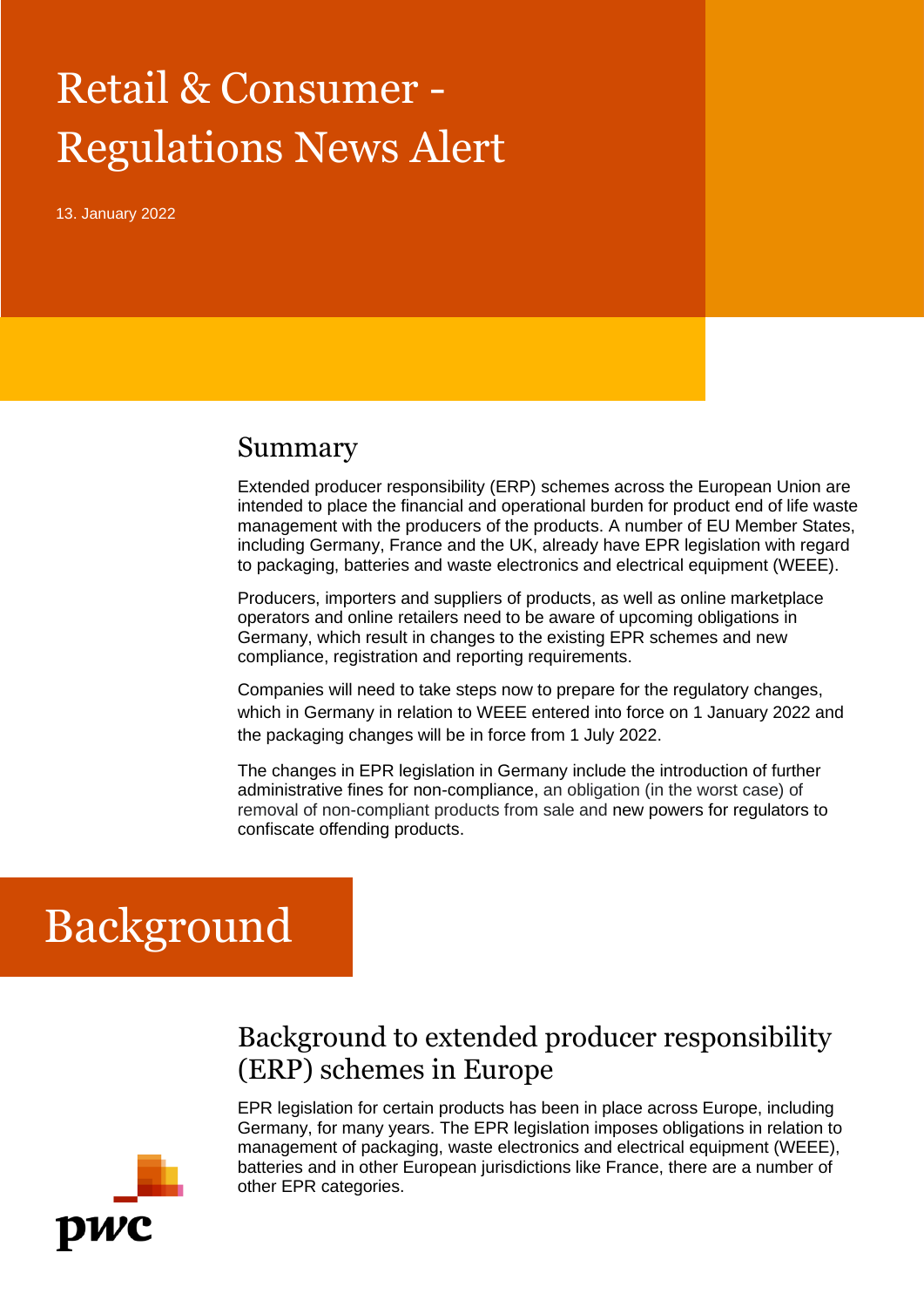# Retail & Consumer - Regulations News Alert

13. January 2022

## Summary

Extended producer responsibility (ERP) schemes across the European Union are intended to place the financial and operational burden for product end of life waste management with the producers of the products. A number of EU Member States, including Germany, France and the UK, already have EPR legislation with regard to packaging, batteries and waste electronics and electrical equipment (WEEE).

Producers, importers and suppliers of products, as well as online marketplace operators and online retailers need to be aware of upcoming obligations in Germany, which result in changes to the existing EPR schemes and new compliance, registration and reporting requirements.

Companies will need to take steps now to prepare for the regulatory changes, which in Germany in relation to WEEE entered into force on 1 January 2022 and the packaging changes will be in force from 1 July 2022.

The changes in EPR legislation in Germany include the introduction of further administrative fines for non-compliance, an obligation (in the worst case) of removal of non-compliant products from sale and new powers for regulators to confiscate offending products.

# Background

## Background to extended producer responsibility (ERP) schemes in Europe

EPR legislation for certain products has been in place across Europe, including Germany, for many years. The EPR legislation imposes obligations in relation to management of packaging, waste electronics and electrical equipment (WEEE), batteries and in other European jurisdictions like France, there are a number of other EPR categories.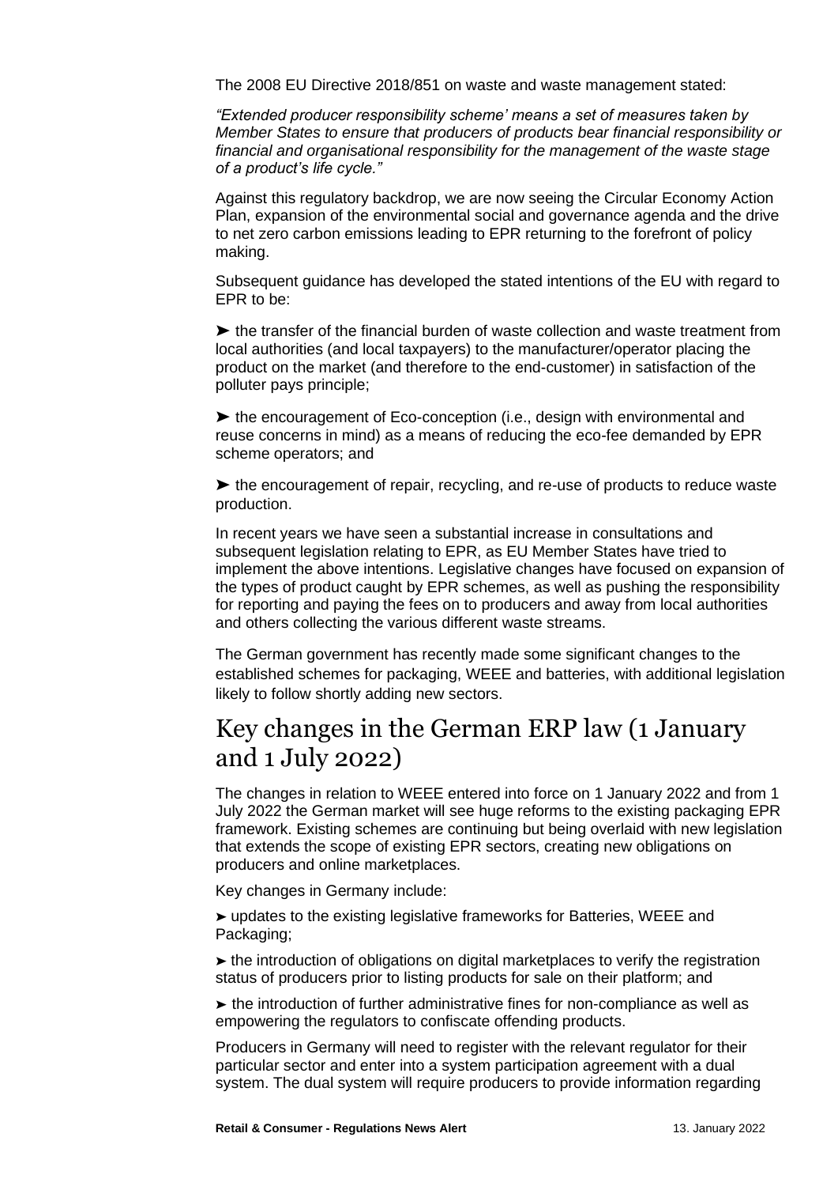The 2008 EU Directive 2018/851 on waste and waste management stated:

*"Extended producer responsibility scheme' means a set of measures taken by Member States to ensure that producers of products bear financial responsibility or financial and organisational responsibility for the management of the waste stage of a product's life cycle."*

Against this regulatory backdrop, we are now seeing the Circular Economy Action Plan, expansion of the environmental social and governance agenda and the drive to net zero carbon emissions leading to EPR returning to the forefront of policy making.

Subsequent guidance has developed the stated intentions of the EU with regard to EPR to be:

- the transfer of the financial burden of waste collection and waste treatment from local authorities (and local taxpayers) to the manufacturer/operator placing the product on the market (and therefore to the end-customer) in satisfaction of the polluter pays principle;
- the encouragement of Eco-conception (i.e., design with environmental and reuse concerns in mind) as a means of reducing the eco-fee demanded by EPR scheme operators; and
- the encouragement of repair, recycling, and re-use of products to reduce waste production.

In recent years we have seen a substantial increase in consultations and subsequent legislation relating to EPR, as EU Member States have tried to implement the above intentions. Legislative changes have focused on expansion of the types of product caught by EPR schemes, as well as pushing the responsibility for reporting and paying the fees on to producers and away from local authorities and others collecting the various different waste streams.

The German government has recently made some significant changes to the established schemes for packaging, WEEE and batteries, with additional legislation likely to follow shortly adding new sectors.

## Key changes in the German ERP law (1 January and 1 July 2022)

The changes in relation to WEEE entered into force on 1 January 2022 and from 1 July 2022 the German market will see huge reforms to the existing packaging EPR framework. Existing schemes are continuing but being overlaid with new legislation that extends the scope of existing EPR sectors, creating new obligations on producers and online marketplaces.

Key changes in Germany include:

- updates to the existing legislative frameworks for Batteries, WEEE and Packaging;
- the introduction of obligations on digital marketplaces to verify the registration status of producers prior to listing products for sale on their platform; and
- the introduction of further administrative fines for non-compliance as well as empowering the regulators to confiscate offending products.

Producers in Germany will need to register with the relevant regulator for their particular sector and enter into a system participation agreement with a dual system. The dual system will require producers to provide information regarding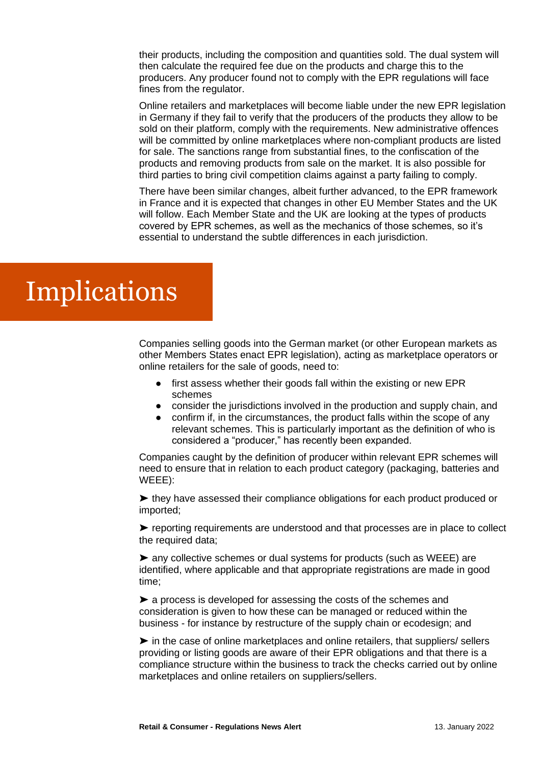their products, including the composition and quantities sold. The dual system will then calculate the required fee due on the products and charge this to the producers. Any producer found not to comply with the EPR regulations will face fines from the regulator.

Online retailers and marketplaces will become liable under the new EPR legislation in Germany if they fail to verify that the producers of the products they allow to be sold on their platform, comply with the requirements. New administrative offences will be committed by online marketplaces where non-compliant products are listed for sale. The sanctions range from substantial fines, to the confiscation of the products and removing products from sale on the market. It is also possible for third parties to bring civil competition claims against a party failing to comply.

There have been similar changes, albeit further advanced, to the EPR framework in France and it is expected that changes in other EU Member States and the UK will follow. Each Member State and the UK are looking at the types of products covered by EPR schemes, as well as the mechanics of those schemes, so it's essential to understand the subtle differences in each jurisdiction.

# Implications

Companies selling goods into the German market (or other European markets as other Members States enact EPR legislation), acting as marketplace operators or online retailers for the sale of goods, need to:

- first assess whether their goods fall within the existing or new EPR schemes
- consider the jurisdictions involved in the production and supply chain, and
- confirm if, in the circumstances, the product falls within the scope of any relevant schemes. This is particularly important as the definition of who is considered a "producer," has recently been expanded.

Companies caught by the definition of producer within relevant EPR schemes will need to ensure that in relation to each product category (packaging, batteries and WEEE):

➤ they have assessed their compliance obligations for each product produced or imported;

➤ reporting requirements are understood and that processes are in place to collect the required data;

➤ any collective schemes or dual systems for products (such as WEEE) are identified, where applicable and that appropriate registrations are made in good time;

➤ a process is developed for assessing the costs of the schemes and consideration is given to how these can be managed or reduced within the business - for instance by restructure of the supply chain or ecodesign; and

➤ in the case of online marketplaces and online retailers, that suppliers/ sellers providing or listing goods are aware of their EPR obligations and that there is a compliance structure within the business to track the checks carried out by online marketplaces and online retailers on suppliers/sellers.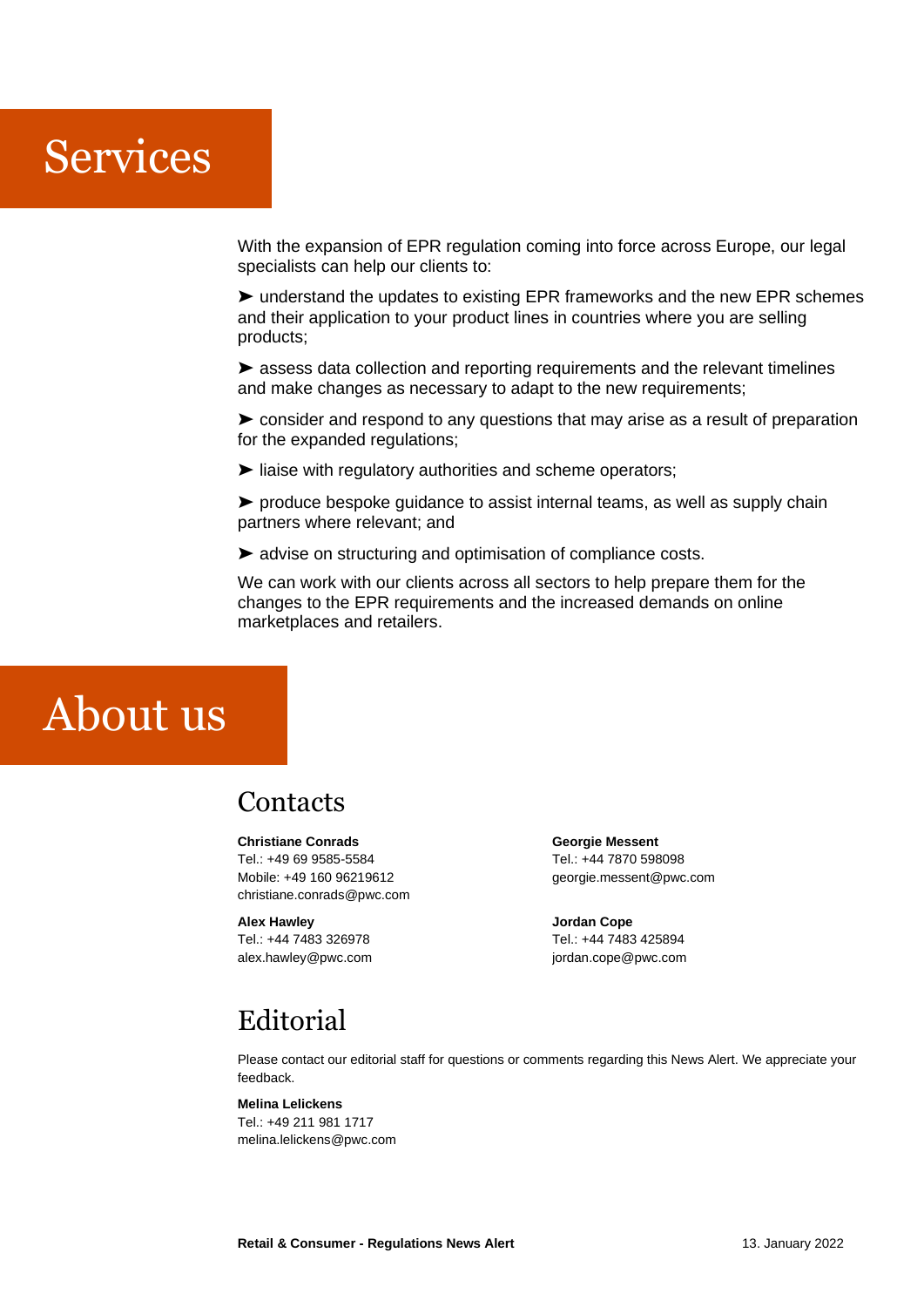# Services

With the expansion of EPR regulation coming into force across Europe, our legal specialists can help our clients to:

➤ understand the updates to existing EPR frameworks and the new EPR schemes and their application to your product lines in countries where you are selling products;

➤ assess data collection and reporting requirements and the relevant timelines and make changes as necessary to adapt to the new requirements;

➤ consider and respond to any questions that may arise as a result of preparation for the expanded regulations;

➤ liaise with regulatory authorities and scheme operators;

➤ produce bespoke guidance to assist internal teams, as well as supply chain partners where relevant; and

➤ advise on structuring and optimisation of compliance costs.

We can work with our clients across all sectors to help prepare them for the changes to the EPR requirements and the increased demands on online marketplaces and retailers.

# About us

## Contacts

**Christiane Conrads**
Tel.: +49 69 9585-5584
Mobile: +49 160 96219612
christiane.conrads@pwc.com

**Alex Hawley**
Tel.: +44 7483 326978
alex.hawley@pwc.com

**Georgie Messent**
Tel.: +44 7870 598098
georgie.messent@pwc.com

**Jordan Cope**
Tel.: +44 7483 425894
jordan.cope@pwc.com

## Editorial

Please contact our editorial staff for questions or comments regarding this News Alert. We appreciate your feedback.

**Melina Lelickens**
Tel.: +49 211 981 1717
melina.lelickens@pwc.com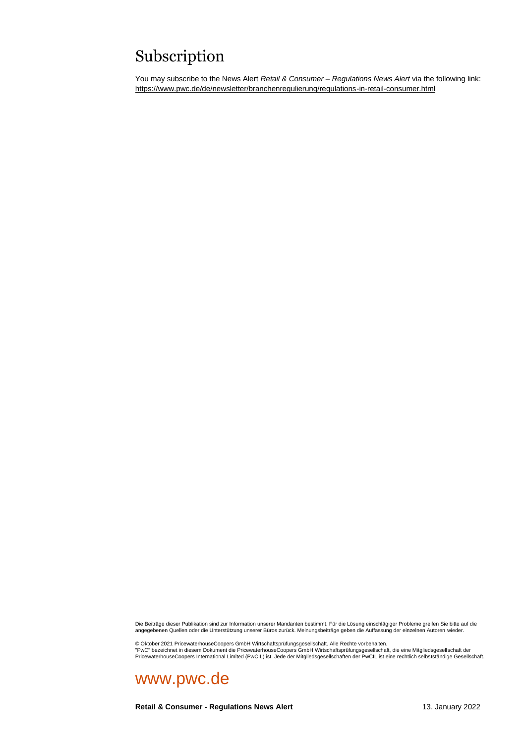# Subscription

You may subscribe to the News Alert *Retail & Consumer – Regulations News Alert* via the following link:
https://www.pwc.de/de/newsletter/branchenregulierung/regulations-in-retail-consumer.html

Die Beiträge dieser Publikation sind zur Information unserer Mandanten bestimmt. Für die Lösung einschlägiger Probleme greifen Sie bitte auf die angegebenen Quellen oder die Unterstützung unserer Büros zurück. Meinungsbeiträge geben die Auffassung der einzelnen Autoren wieder.

© Oktober 2021 PricewaterhouseCoopers GmbH Wirtschaftsprüfungsgesellschaft. Alle Rechte vorbehalten.
"PwC" bezeichnet in diesem Dokument die PricewaterhouseCoopers GmbH Wirtschaftsprüfungsgesellschaft, die eine Mitgliedsgesellschaft der PricewaterhouseCoopers International Limited (PwCIL) ist. Jede der Mitgliedsgesellschaften der PwCIL ist eine rechtlich selbstständige Gesellschaft.

www.pwc.de